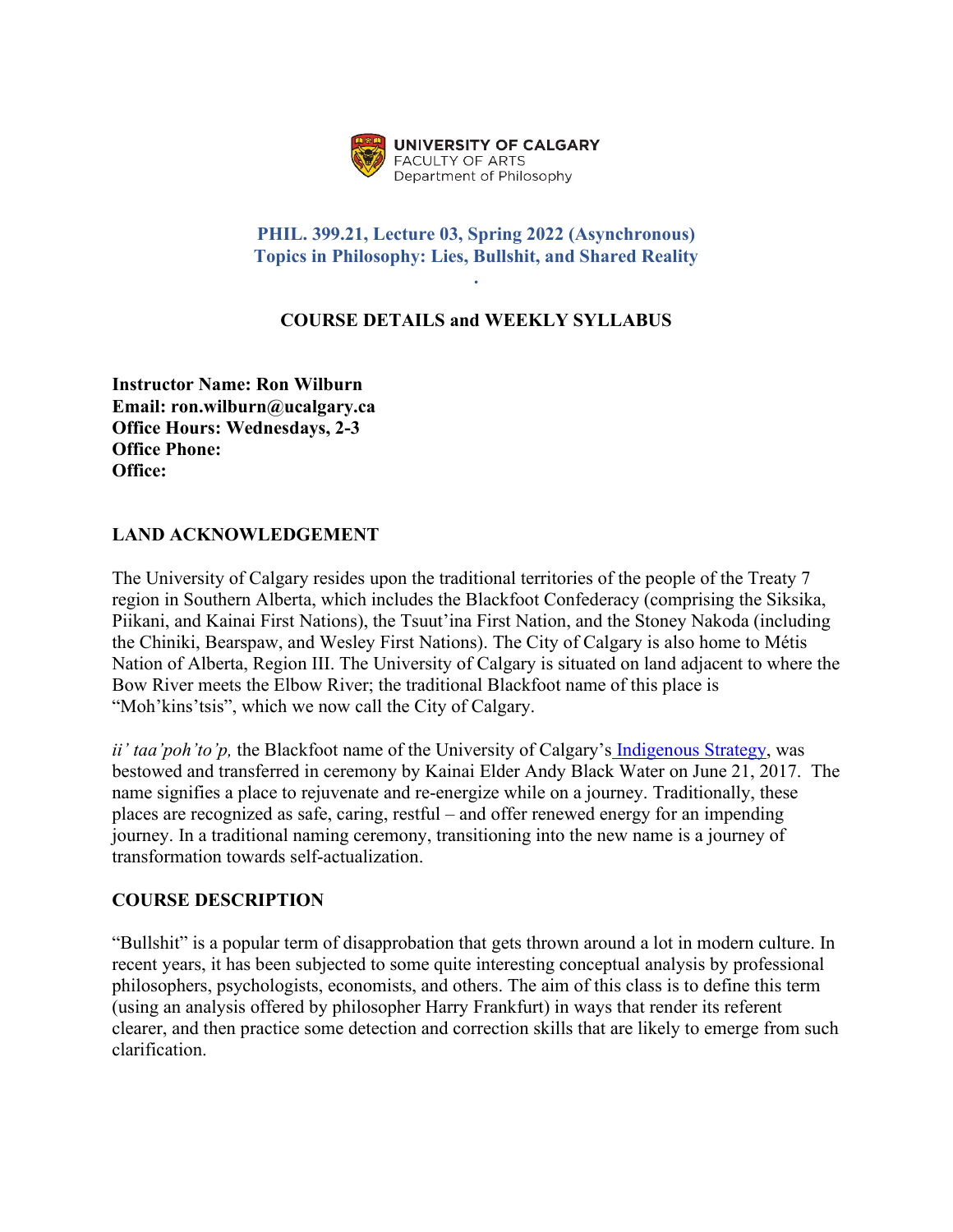UNIVERSITY OF CALGARY
FACULTY OF ARTS
Department of Philosophy

# PHIL. 399.21, Lecture 03, Spring 2022 (Asynchronous)
# Topics in Philosophy: Lies, Bullshit, and Shared Reality

.

## COURSE DETAILS and WEEKLY SYLLABUS

**Instructor Name: Ron Wilburn**
**Email: ron.wilburn@ucalgary.ca**
**Office Hours: Wednesdays, 2-3**
**Office Phone:**
**Office:**

## LAND ACKNOWLEDGEMENT

The University of Calgary resides upon the traditional territories of the people of the Treaty 7 region in Southern Alberta, which includes the Blackfoot Confederacy (comprising the Siksika, Piikani, and Kainai First Nations), the Tsuut'ina First Nation, and the Stoney Nakoda (including the Chiniki, Bearspaw, and Wesley First Nations). The City of Calgary is also home to Métis Nation of Alberta, Region III. The University of Calgary is situated on land adjacent to where the Bow River meets the Elbow River; the traditional Blackfoot name of this place is "Moh'kins'tsis", which we now call the City of Calgary.

*ii' taa'poh'to'p,* the Blackfoot name of the University of Calgary's Indigenous Strategy, was bestowed and transferred in ceremony by Kainai Elder Andy Black Water on June 21, 2017. The name signifies a place to rejuvenate and re-energize while on a journey. Traditionally, these places are recognized as safe, caring, restful – and offer renewed energy for an impending journey. In a traditional naming ceremony, transitioning into the new name is a journey of transformation towards self-actualization.

## COURSE DESCRIPTION

"Bullshit" is a popular term of disapprobation that gets thrown around a lot in modern culture. In recent years, it has been subjected to some quite interesting conceptual analysis by professional philosophers, psychologists, economists, and others. The aim of this class is to define this term (using an analysis offered by philosopher Harry Frankfurt) in ways that render its referent clearer, and then practice some detection and correction skills that are likely to emerge from such clarification.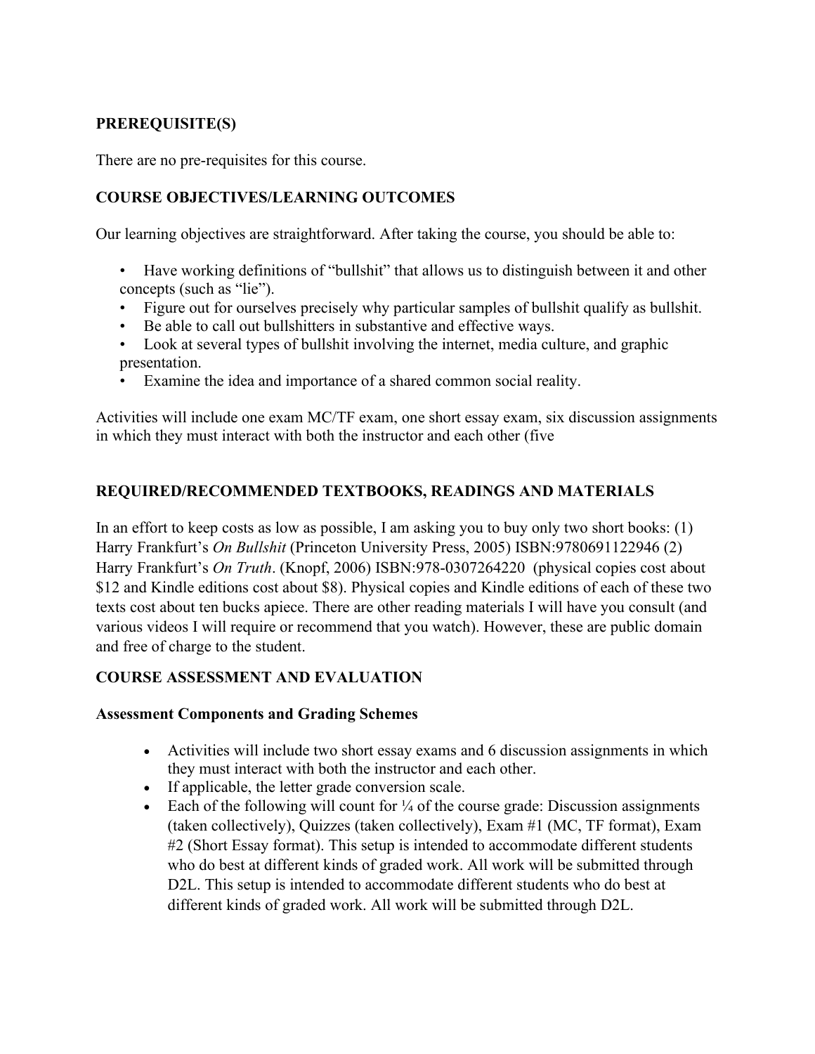**PREREQUISITE(S)**

There are no pre-requisites for this course.

**COURSE OBJECTIVES/LEARNING OUTCOMES**

Our learning objectives are straightforward. After taking the course, you should be able to:

- Have working definitions of "bullshit" that allows us to distinguish between it and other concepts (such as "lie").
- Figure out for ourselves precisely why particular samples of bullshit qualify as bullshit.
- Be able to call out bullshitters in substantive and effective ways.
- Look at several types of bullshit involving the internet, media culture, and graphic presentation.
- Examine the idea and importance of a shared common social reality.

Activities will include one exam MC/TF exam, one short essay exam, six discussion assignments in which they must interact with both the instructor and each other (five

**REQUIRED/RECOMMENDED TEXTBOOKS, READINGS AND MATERIALS**

In an effort to keep costs as low as possible, I am asking you to buy only two short books: (1) Harry Frankfurt's *On Bullshit* (Princeton University Press, 2005) ISBN:9780691122946 (2) Harry Frankfurt's *On Truth*. (Knopf, 2006) ISBN:978-0307264220 (physical copies cost about $12 and Kindle editions cost about $8). Physical copies and Kindle editions of each of these two texts cost about ten bucks apiece. There are other reading materials I will have you consult (and various videos I will require or recommend that you watch). However, these are public domain and free of charge to the student.

**COURSE ASSESSMENT AND EVALUATION**

**Assessment Components and Grading Schemes**

- Activities will include two short essay exams and 6 discussion assignments in which they must interact with both the instructor and each other.
- If applicable, the letter grade conversion scale.
- Each of the following will count for ¼ of the course grade: Discussion assignments (taken collectively), Quizzes (taken collectively), Exam #1 (MC, TF format), Exam #2 (Short Essay format). This setup is intended to accommodate different students who do best at different kinds of graded work. All work will be submitted through D2L. This setup is intended to accommodate different students who do best at different kinds of graded work. All work will be submitted through D2L.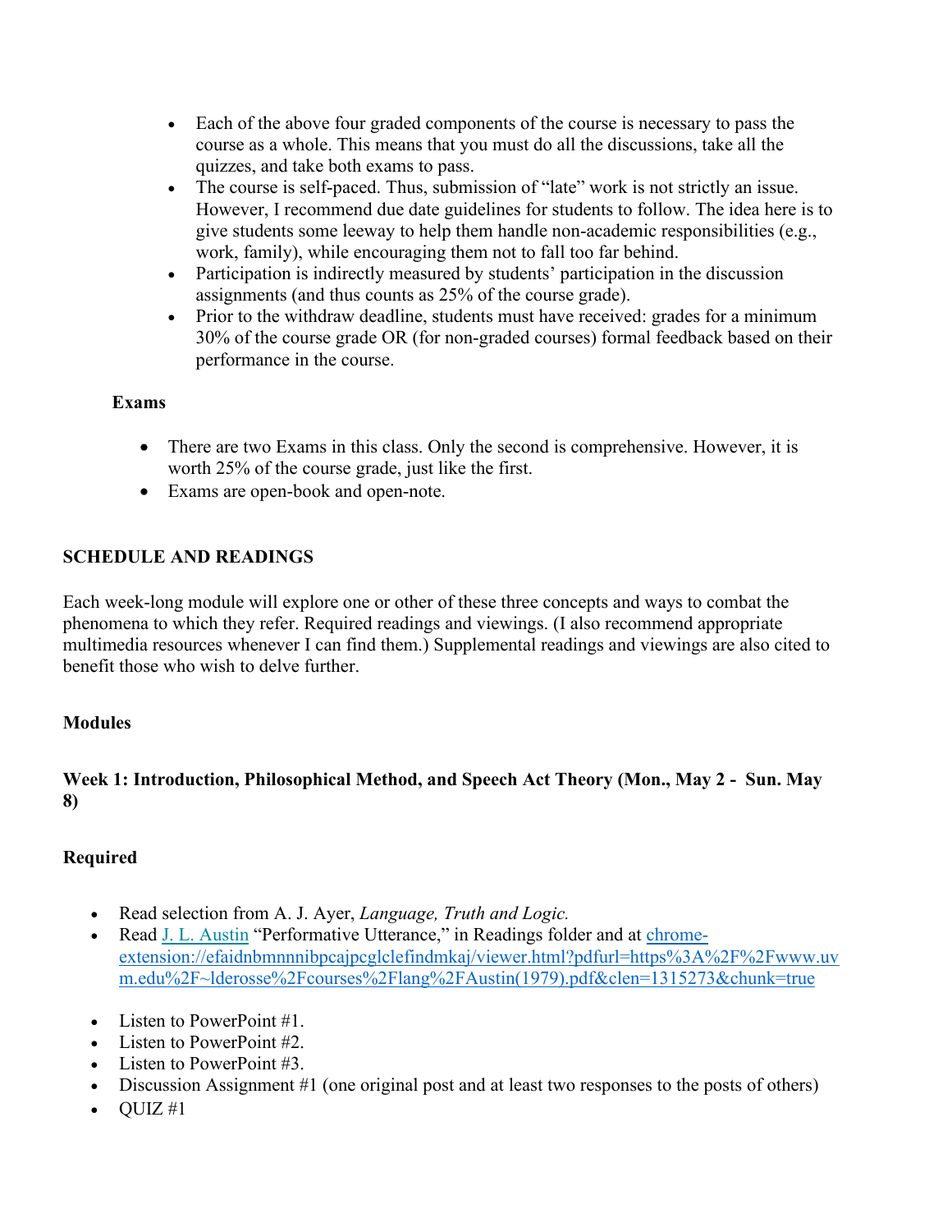- Each of the above four graded components of the course is necessary to pass the course as a whole. This means that you must do all the discussions, take all the quizzes, and take both exams to pass.
- The course is self-paced. Thus, submission of "late" work is not strictly an issue. However, I recommend due date guidelines for students to follow. The idea here is to give students some leeway to help them handle non-academic responsibilities (e.g., work, family), while encouraging them not to fall too far behind.
- Participation is indirectly measured by students' participation in the discussion assignments (and thus counts as 25% of the course grade).
- Prior to the withdraw deadline, students must have received: grades for a minimum 30% of the course grade OR (for non-graded courses) formal feedback based on their performance in the course.

**Exams**

- There are two Exams in this class. Only the second is comprehensive. However, it is worth 25% of the course grade, just like the first.
- Exams are open-book and open-note.

## SCHEDULE AND READINGS

Each week-long module will explore one or other of these three concepts and ways to combat the phenomena to which they refer. Required readings and viewings. (I also recommend appropriate multimedia resources whenever I can find them.) Supplemental readings and viewings are also cited to benefit those who wish to delve further.

### Modules

### Week 1: Introduction, Philosophical Method, and Speech Act Theory (Mon., May 2 - Sun. May 8)

**Required**

- Read selection from A. J. Ayer, *Language, Truth and Logic.*
- Read J. L. Austin "Performative Utterance," in Readings folder and at chrome-extension://efaidnbmnnnibpcajpcglclefindmkaj/viewer.html?pdfurl=https%3A%2F%2Fwww.uvm.edu%2F~lderosse%2Fcourses%2Flang%2FAustin(1979).pdf&clen=1315273&chunk=true
- Listen to PowerPoint #1.
- Listen to PowerPoint #2.
- Listen to PowerPoint #3.
- Discussion Assignment #1 (one original post and at least two responses to the posts of others)
- QUIZ #1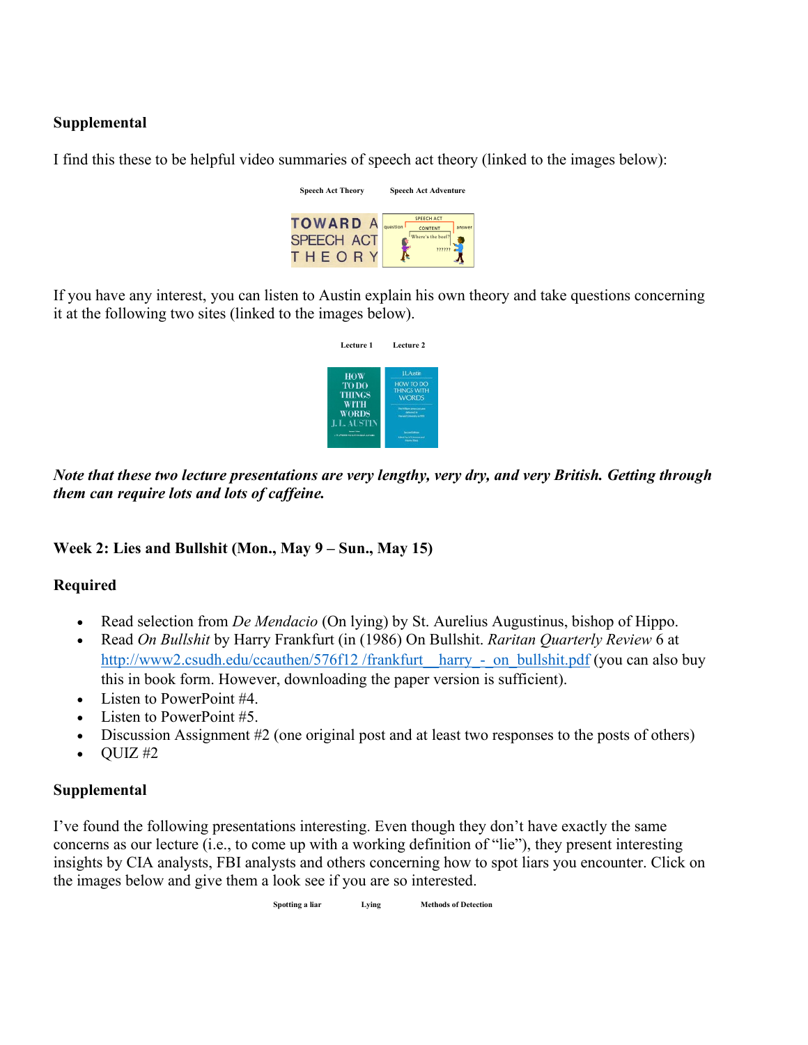**Supplemental**

I find this these to be helpful video summaries of speech act theory (linked to the images below):

**Speech Act Theory** **Speech Act Adventure**

If you have any interest, you can listen to Austin explain his own theory and take questions concerning it at the following two sites (linked to the images below).

**Lecture 1** **Lecture 2**

***Note that these two lecture presentations are very lengthy, very dry, and very British. Getting through them can require lots and lots of caffeine.***

## Week 2: Lies and Bullshit (Mon., May 9 – Sun., May 15)

### Required

- Read selection from *De Mendacio* (On lying) by St. Aurelius Augustinus, bishop of Hippo.
- Read *On Bullshit* by Harry Frankfurt (in (1986) On Bullshit. *Raritan Quarterly Review* 6 at http://www2.csudh.edu/ccauthen/576f12 /frankfurt__harry_-_on_bullshit.pdf (you can also buy this in book form. However, downloading the paper version is sufficient).
- Listen to PowerPoint #4.
- Listen to PowerPoint #5.
- Discussion Assignment #2 (one original post and at least two responses to the posts of others)
- QUIZ #2

### Supplemental

I've found the following presentations interesting. Even though they don't have exactly the same concerns as our lecture (i.e., to come up with a working definition of "lie"), they present interesting insights by CIA analysts, FBI analysts and others concerning how to spot liars you encounter. Click on the images below and give them a look see if you are so interested.

**Spotting a liar** **Lying** **Methods of Detection**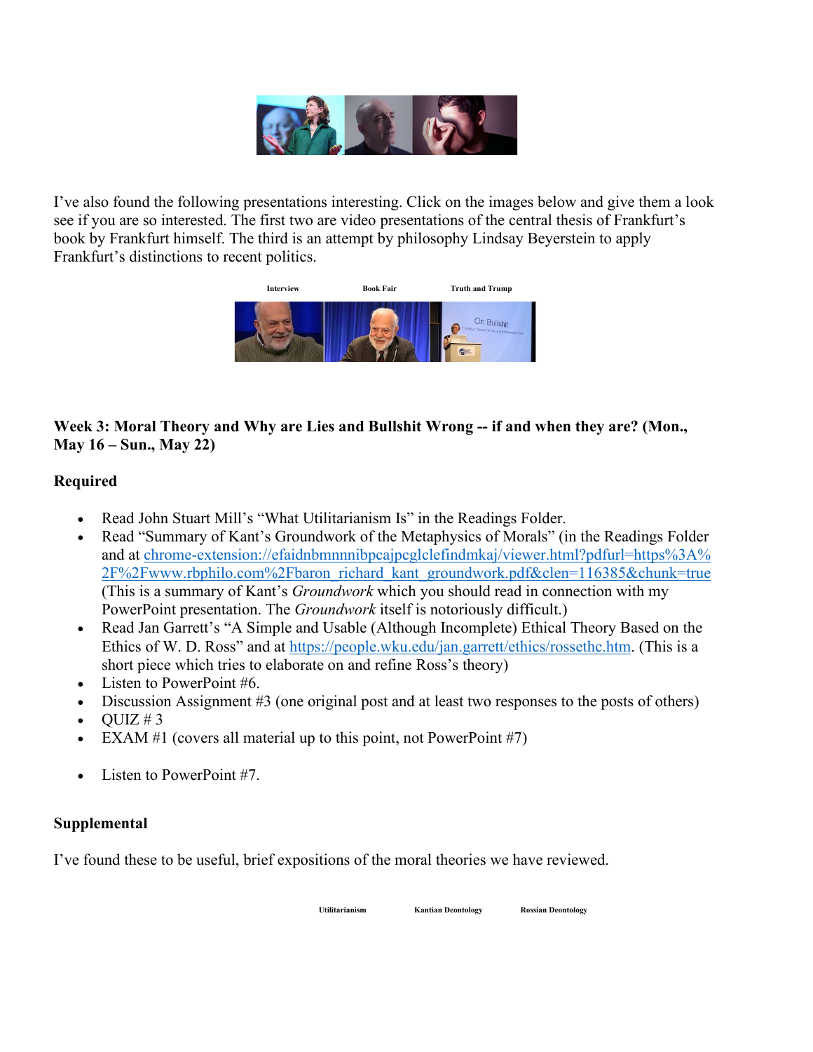I've also found the following presentations interesting. Click on the images below and give them a look see if you are so interested. The first two are video presentations of the central thesis of Frankfurt's book by Frankfurt himself. The third is an attempt by philosophy Lindsay Beyerstein to apply Frankfurt's distinctions to recent politics.

Interview Book Fair Truth and Trump

**Week 3: Moral Theory and Why are Lies and Bullshit Wrong -- if and when they are? (Mon., May 16 – Sun., May 22)**

**Required**

- Read John Stuart Mill's "What Utilitarianism Is" in the Readings Folder.
- Read "Summary of Kant's Groundwork of the Metaphysics of Morals" (in the Readings Folder and at chrome-extension://efaidnbmnnnibpcajpcglclefindmkaj/viewer.html?pdfurl=https%3A%2F%2Fwww.rbphilo.com%2Fbaron_richard_kant_groundwork.pdf&clen=116385&chunk=true (This is a summary of Kant's *Groundwork* which you should read in connection with my PowerPoint presentation. The *Groundwork* itself is notoriously difficult.)
- Read Jan Garrett's "A Simple and Usable (Although Incomplete) Ethical Theory Based on the Ethics of W. D. Ross" and at https://people.wku.edu/jan.garrett/ethics/rossethc.htm. (This is a short piece which tries to elaborate on and refine Ross's theory)
- Listen to PowerPoint #6.
- Discussion Assignment #3 (one original post and at least two responses to the posts of others)
- QUIZ # 3
- EXAM #1 (covers all material up to this point, not PowerPoint #7)

- Listen to PowerPoint #7.

**Supplemental**

I've found these to be useful, brief expositions of the moral theories we have reviewed.

Utilitarianism Kantian Deontology Rossian Deontology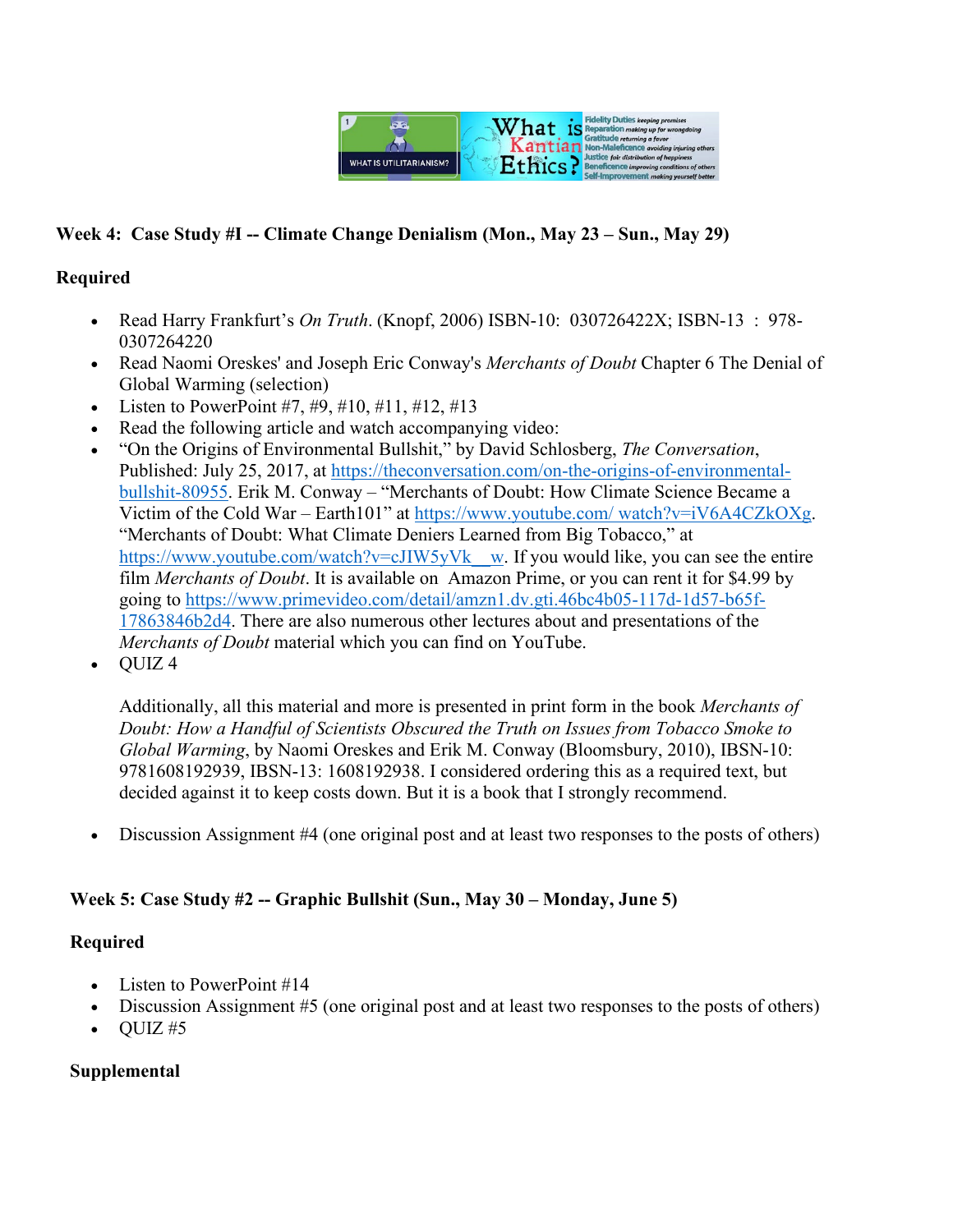**Week 4: Case Study #I -- Climate Change Denialism (Mon., May 23 – Sun., May 29)**

**Required**

- Read Harry Frankfurt's *On Truth*. (Knopf, 2006) ISBN-10: 030726422X; ISBN-13 : 978-0307264220
- Read Naomi Oreskes' and Joseph Eric Conway's *Merchants of Doubt* Chapter 6 The Denial of Global Warming (selection)
- Listen to PowerPoint #7, #9, #10, #11, #12, #13
- Read the following article and watch accompanying video:
- "On the Origins of Environmental Bullshit," by David Schlosberg, *The Conversation*, Published: July 25, 2017, at https://theconversation.com/on-the-origins-of-environmental-bullshit-80955. Erik M. Conway – "Merchants of Doubt: How Climate Science Became a Victim of the Cold War – Earth101" at https://www.youtube.com/ watch?v=iV6A4CZkOXg. "Merchants of Doubt: What Climate Deniers Learned from Big Tobacco," at https://www.youtube.com/watch?v=cJIW5yVk__w. If you would like, you can see the entire film *Merchants of Doubt*. It is available on Amazon Prime, or you can rent it for $4.99 by going to https://www.primevideo.com/detail/amzn1.dv.gti.46bc4b05-117d-1d57-b65f-17863846b2d4. There are also numerous other lectures about and presentations of the *Merchants of Doubt* material which you can find on YouTube.
- QUIZ 4

  Additionally, all this material and more is presented in print form in the book *Merchants of Doubt: How a Handful of Scientists Obscured the Truth on Issues from Tobacco Smoke to Global Warming*, by Naomi Oreskes and Erik M. Conway (Bloomsbury, 2010), IBSN-10: 9781608192939, IBSN-13: 1608192938. I considered ordering this as a required text, but decided against it to keep costs down. But it is a book that I strongly recommend.

- Discussion Assignment #4 (one original post and at least two responses to the posts of others)

**Week 5: Case Study #2 -- Graphic Bullshit (Sun., May 30 – Monday, June 5)**

**Required**

- Listen to PowerPoint #14
- Discussion Assignment #5 (one original post and at least two responses to the posts of others)
- QUIZ #5

**Supplemental**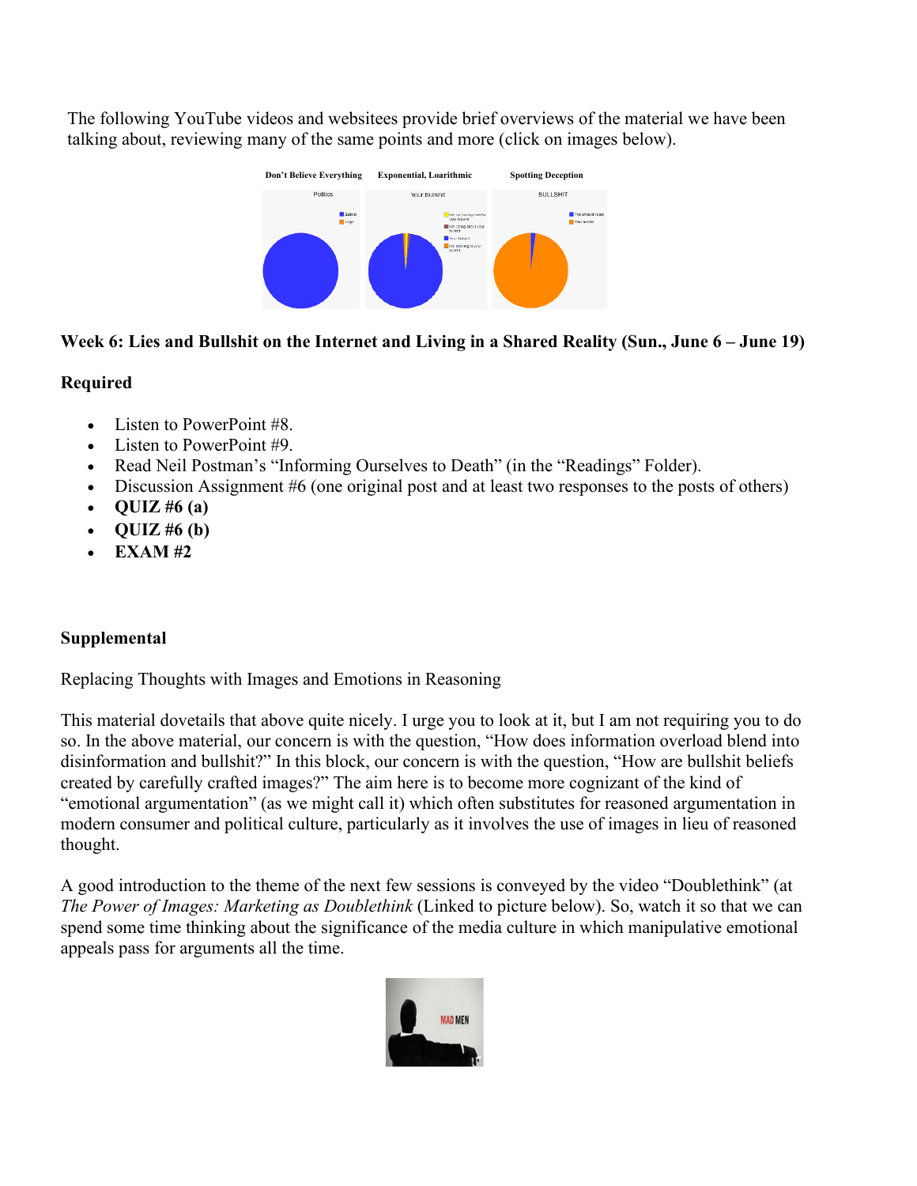The following YouTube videos and websitees provide brief overviews of the material we have been talking about, reviewing many of the same points and more (click on images below).

**Don't Believe Everything** **Exponential, Loarithmic** **Spotting Deception**

**Week 6: Lies and Bullshit on the Internet and Living in a Shared Reality (Sun., June 6 – June 19)**

**Required**

- Listen to PowerPoint #8.
- Listen to PowerPoint #9.
- Read Neil Postman's "Informing Ourselves to Death" (in the "Readings" Folder).
- Discussion Assignment #6 (one original post and at least two responses to the posts of others)
- **QUIZ #6 (a)**
- **QUIZ #6 (b)**
- **EXAM #2**

**Supplemental**

Replacing Thoughts with Images and Emotions in Reasoning

This material dovetails that above quite nicely. I urge you to look at it, but I am not requiring you to do so. In the above material, our concern is with the question, "How does information overload blend into disinformation and bullshit?" In this block, our concern is with the question, "How are bullshit beliefs created by carefully crafted images?" The aim here is to become more cognizant of the kind of "emotional argumentation" (as we might call it) which often substitutes for reasoned argumentation in modern consumer and political culture, particularly as it involves the use of images in lieu of reasoned thought.

A good introduction to the theme of the next few sessions is conveyed by the video "Doublethink" (at *The Power of Images: Marketing as Doublethink* (Linked to picture below). So, watch it so that we can spend some time thinking about the significance of the media culture in which manipulative emotional appeals pass for arguments all the time.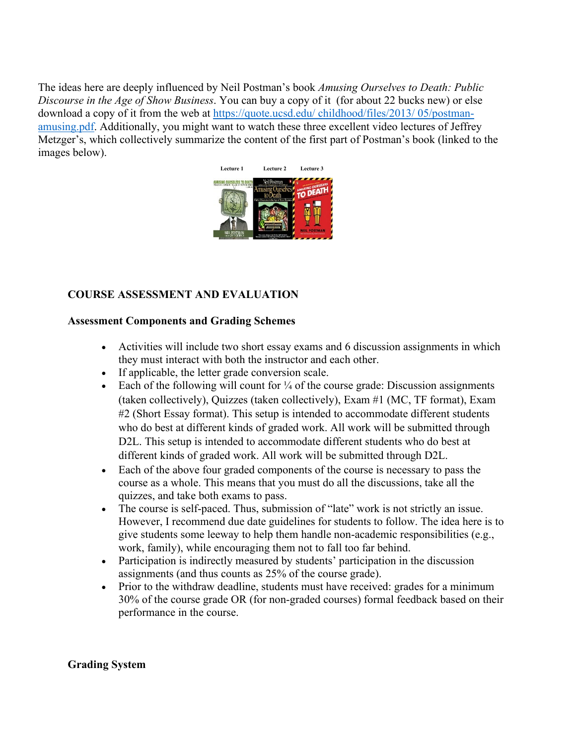The ideas here are deeply influenced by Neil Postman's book *Amusing Ourselves to Death: Public Discourse in the Age of Show Business*. You can buy a copy of it (for about 22 bucks new) or else download a copy of it from the web at [https://quote.ucsd.edu/ childhood/files/2013/ 05/postman-amusing.pdf](https://quote.ucsd.edu/childhood/files/2013/05/postman-amusing.pdf). Additionally, you might want to watch these three excellent video lectures of Jeffrey Metzger's, which collectively summarize the content of the first part of Postman's book (linked to the images below).

Lecture 1 Lecture 2 Lecture 3

## COURSE ASSESSMENT AND EVALUATION

### Assessment Components and Grading Schemes

- Activities will include two short essay exams and 6 discussion assignments in which they must interact with both the instructor and each other.
- If applicable, the letter grade conversion scale.
- Each of the following will count for ¼ of the course grade: Discussion assignments (taken collectively), Quizzes (taken collectively), Exam #1 (MC, TF format), Exam #2 (Short Essay format). This setup is intended to accommodate different students who do best at different kinds of graded work. All work will be submitted through D2L. This setup is intended to accommodate different students who do best at different kinds of graded work. All work will be submitted through D2L.
- Each of the above four graded components of the course is necessary to pass the course as a whole. This means that you must do all the discussions, take all the quizzes, and take both exams to pass.
- The course is self-paced. Thus, submission of "late" work is not strictly an issue. However, I recommend due date guidelines for students to follow. The idea here is to give students some leeway to help them handle non-academic responsibilities (e.g., work, family), while encouraging them not to fall too far behind.
- Participation is indirectly measured by students' participation in the discussion assignments (and thus counts as 25% of the course grade).
- Prior to the withdraw deadline, students must have received: grades for a minimum 30% of the course grade OR (for non-graded courses) formal feedback based on their performance in the course.

### Grading System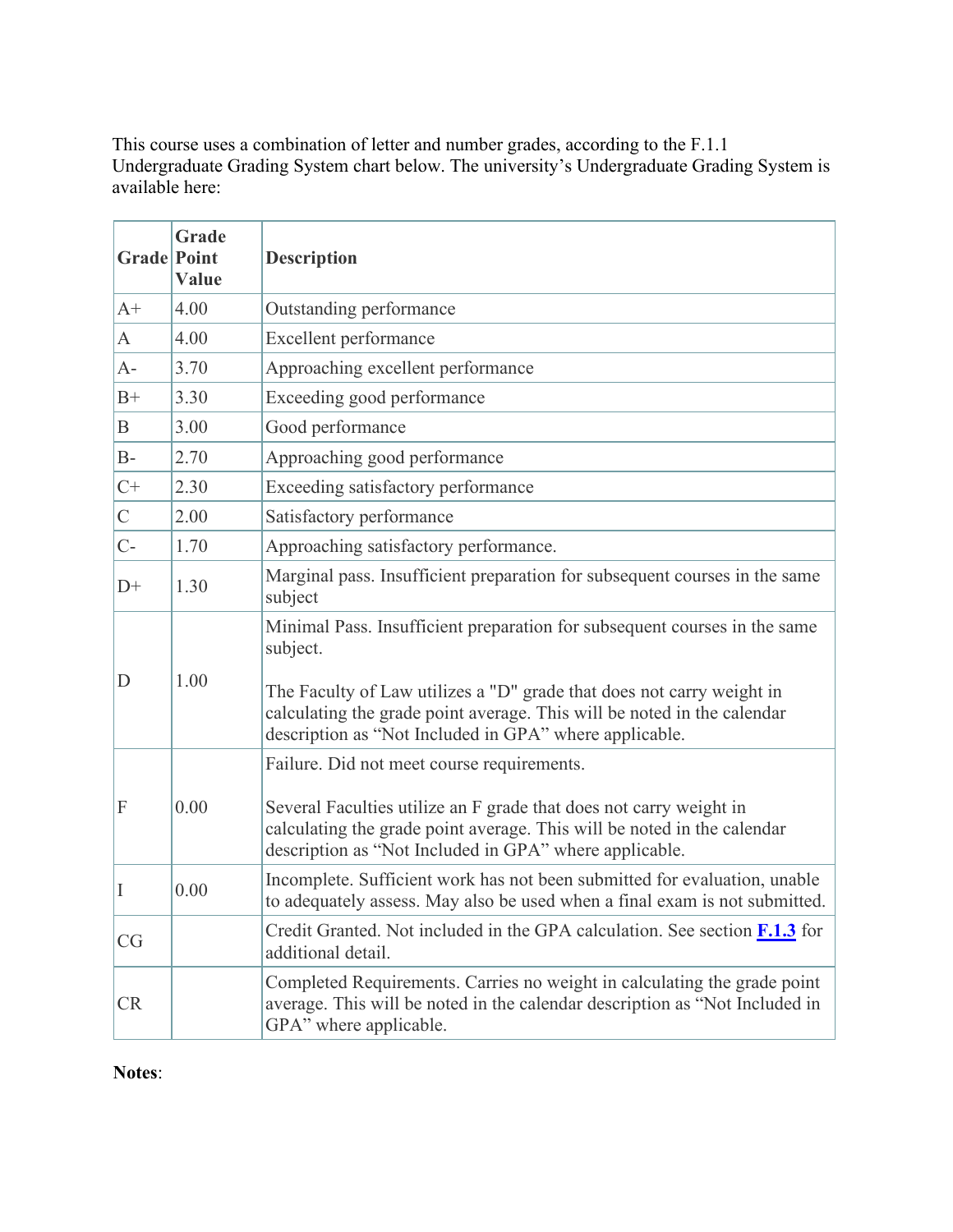This course uses a combination of letter and number grades, according to the F.1.1 Undergraduate Grading System chart below. The university's Undergraduate Grading System is available here:

| Grade | Grade Point Value | Description |
|---|---|---|
| A+ | 4.00 | Outstanding performance |
| A | 4.00 | Excellent performance |
| A- | 3.70 | Approaching excellent performance |
| B+ | 3.30 | Exceeding good performance |
| B | 3.00 | Good performance |
| B- | 2.70 | Approaching good performance |
| C+ | 2.30 | Exceeding satisfactory performance |
| C | 2.00 | Satisfactory performance |
| C- | 1.70 | Approaching satisfactory performance. |
| D+ | 1.30 | Marginal pass. Insufficient preparation for subsequent courses in the same subject |
| D | 1.00 | Minimal Pass. Insufficient preparation for subsequent courses in the same subject.<br><br>The Faculty of Law utilizes a "D" grade that does not carry weight in calculating the grade point average. This will be noted in the calendar description as "Not Included in GPA" where applicable. |
| F | 0.00 | Failure. Did not meet course requirements.<br><br>Several Faculties utilize an F grade that does not carry weight in calculating the grade point average. This will be noted in the calendar description as "Not Included in GPA" where applicable. |
| I | 0.00 | Incomplete. Sufficient work has not been submitted for evaluation, unable to adequately assess. May also be used when a final exam is not submitted. |
| CG | | Credit Granted. Not included in the GPA calculation. See section **F.1.3** for additional detail. |
| CR | | Completed Requirements. Carries no weight in calculating the grade point average. This will be noted in the calendar description as "Not Included in GPA" where applicable. |

**Notes**: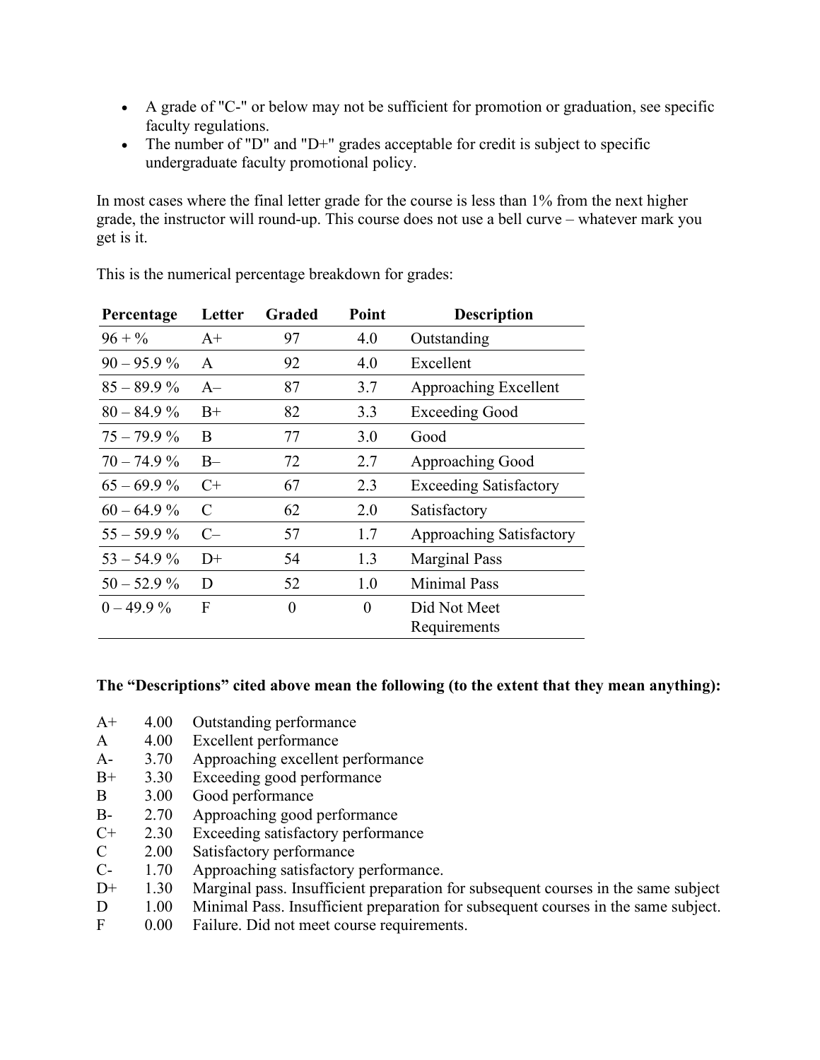- A grade of "C-" or below may not be sufficient for promotion or graduation, see specific faculty regulations.
- The number of "D" and "D+" grades acceptable for credit is subject to specific undergraduate faculty promotional policy.

In most cases where the final letter grade for the course is less than 1% from the next higher grade, the instructor will round-up. This course does not use a bell curve – whatever mark you get is it.

This is the numerical percentage breakdown for grades:

| Percentage | Letter | Graded | Point | Description |
|---|---|---|---|---|
| 96 + % | A+ | 97 | 4.0 | Outstanding |
| 90 – 95.9 % | A | 92 | 4.0 | Excellent |
| 85 – 89.9 % | A– | 87 | 3.7 | Approaching Excellent |
| 80 – 84.9 % | B+ | 82 | 3.3 | Exceeding Good |
| 75 – 79.9 % | B | 77 | 3.0 | Good |
| 70 – 74.9 % | B– | 72 | 2.7 | Approaching Good |
| 65 – 69.9 % | C+ | 67 | 2.3 | Exceeding Satisfactory |
| 60 – 64.9 % | C | 62 | 2.0 | Satisfactory |
| 55 – 59.9 % | C– | 57 | 1.7 | Approaching Satisfactory |
| 53 – 54.9 % | D+ | 54 | 1.3 | Marginal Pass |
| 50 – 52.9 % | D | 52 | 1.0 | Minimal Pass |
| 0 – 49.9 % | F | 0 | 0 | Did Not Meet Requirements |

**The "Descriptions" cited above mean the following (to the extent that they mean anything):**

| | | |
|---|---|---|
| A+ | 4.00 | Outstanding performance |
| A | 4.00 | Excellent performance |
| A- | 3.70 | Approaching excellent performance |
| B+ | 3.30 | Exceeding good performance |
| B | 3.00 | Good performance |
| B- | 2.70 | Approaching good performance |
| C+ | 2.30 | Exceeding satisfactory performance |
| C | 2.00 | Satisfactory performance |
| C- | 1.70 | Approaching satisfactory performance. |
| D+ | 1.30 | Marginal pass. Insufficient preparation for subsequent courses in the same subject |
| D | 1.00 | Minimal Pass. Insufficient preparation for subsequent courses in the same subject. |
| F | 0.00 | Failure. Did not meet course requirements. |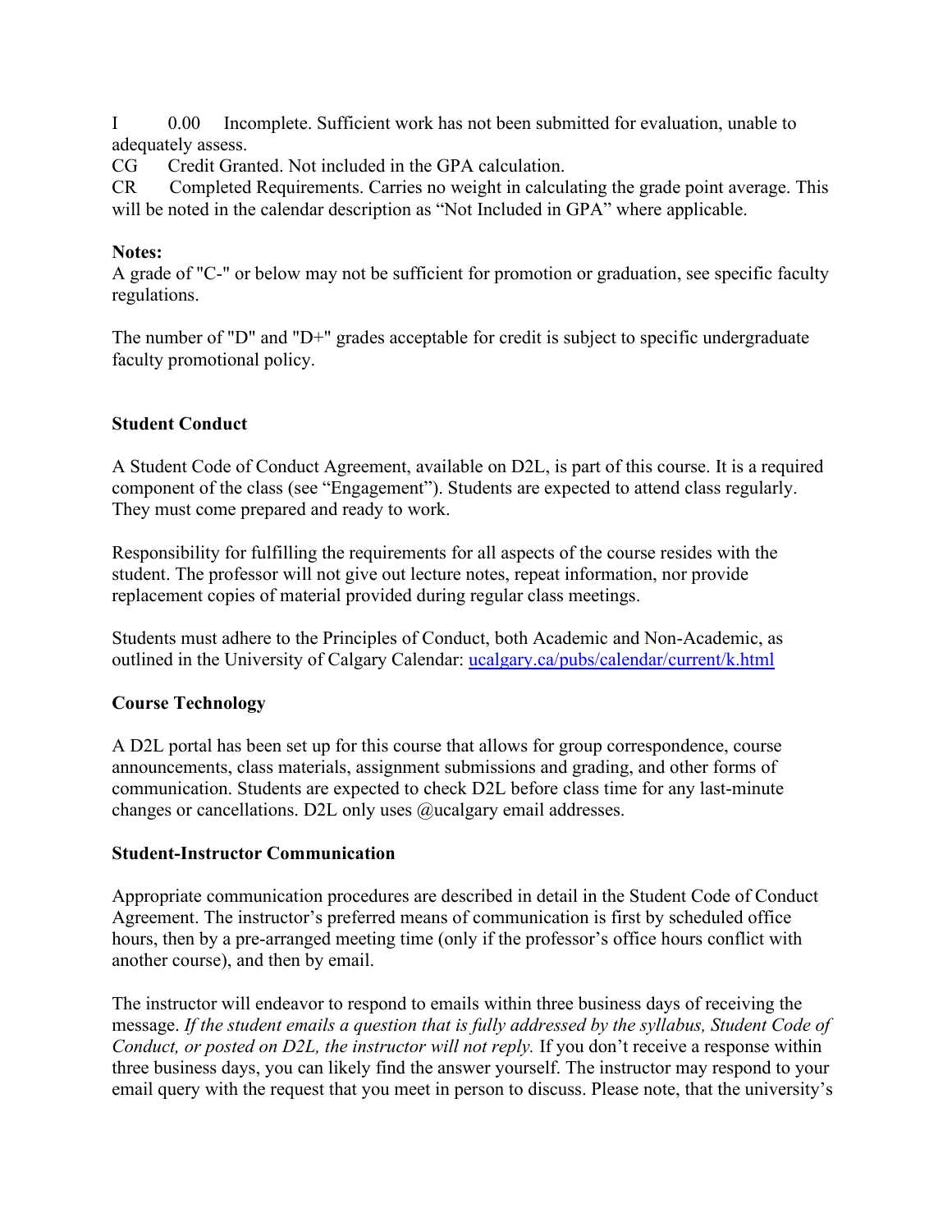I 0.00 Incomplete. Sufficient work has not been submitted for evaluation, unable to adequately assess.
CG Credit Granted. Not included in the GPA calculation.
CR Completed Requirements. Carries no weight in calculating the grade point average. This will be noted in the calendar description as "Not Included in GPA" where applicable.

**Notes:**
A grade of "C-" or below may not be sufficient for promotion or graduation, see specific faculty regulations.

The number of "D" and "D+" grades acceptable for credit is subject to specific undergraduate faculty promotional policy.

**Student Conduct**

A Student Code of Conduct Agreement, available on D2L, is part of this course. It is a required component of the class (see "Engagement"). Students are expected to attend class regularly. They must come prepared and ready to work.

Responsibility for fulfilling the requirements for all aspects of the course resides with the student. The professor will not give out lecture notes, repeat information, nor provide replacement copies of material provided during regular class meetings.

Students must adhere to the Principles of Conduct, both Academic and Non-Academic, as outlined in the University of Calgary Calendar: [ucalgary.ca/pubs/calendar/current/k.html](ucalgary.ca/pubs/calendar/current/k.html)

**Course Technology**

A D2L portal has been set up for this course that allows for group correspondence, course announcements, class materials, assignment submissions and grading, and other forms of communication. Students are expected to check D2L before class time for any last-minute changes or cancellations. D2L only uses @ucalgary email addresses.

**Student-Instructor Communication**

Appropriate communication procedures are described in detail in the Student Code of Conduct Agreement. The instructor's preferred means of communication is first by scheduled office hours, then by a pre-arranged meeting time (only if the professor's office hours conflict with another course), and then by email.

The instructor will endeavor to respond to emails within three business days of receiving the message. *If the student emails a question that is fully addressed by the syllabus, Student Code of Conduct, or posted on D2L, the instructor will not reply.* If you don't receive a response within three business days, you can likely find the answer yourself. The instructor may respond to your email query with the request that you meet in person to discuss. Please note, that the university's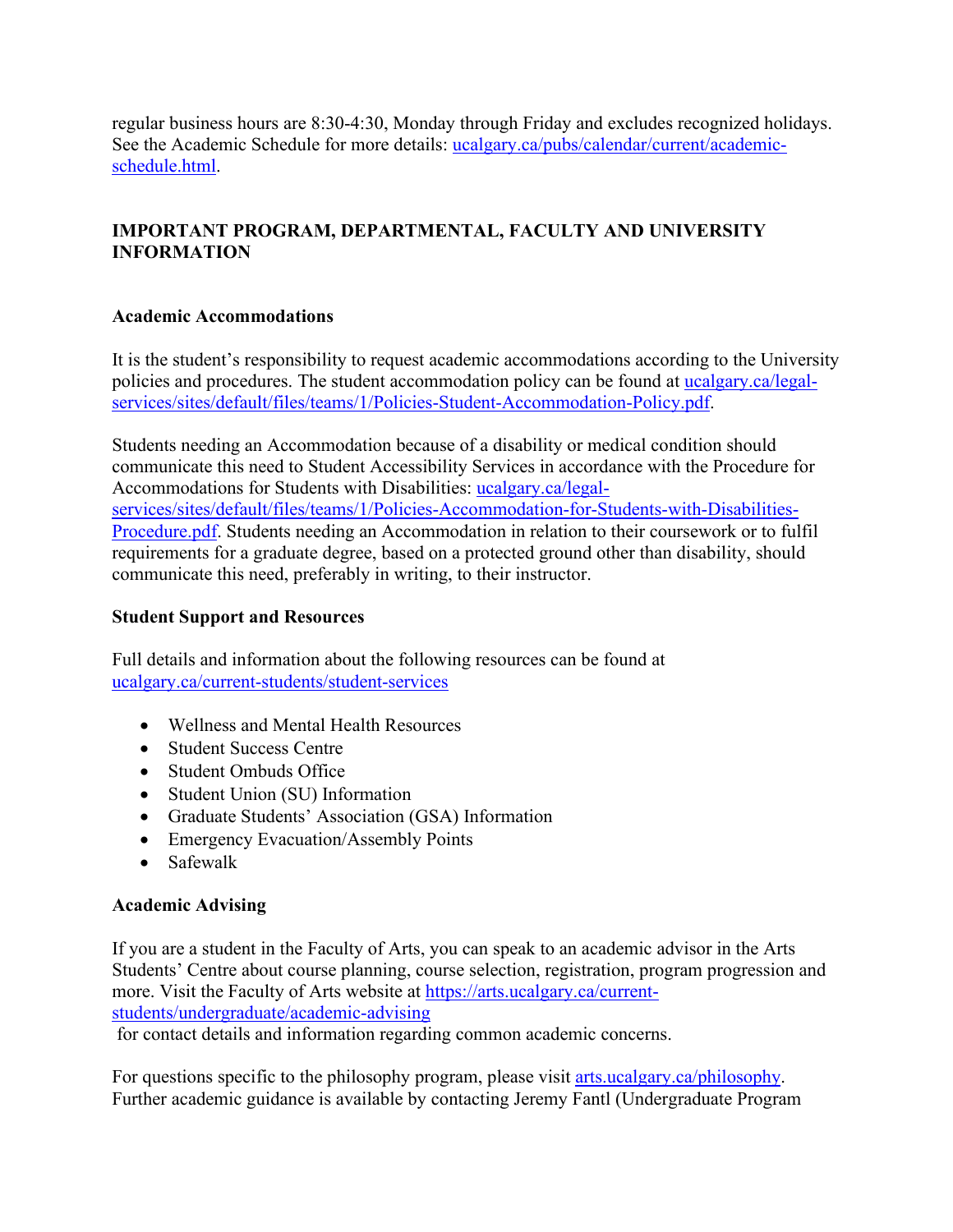regular business hours are 8:30-4:30, Monday through Friday and excludes recognized holidays. See the Academic Schedule for more details: [ucalgary.ca/pubs/calendar/current/academic-schedule.html](ucalgary.ca/pubs/calendar/current/academic-schedule.html).

## IMPORTANT PROGRAM, DEPARTMENTAL, FACULTY AND UNIVERSITY INFORMATION

### Academic Accommodations

It is the student's responsibility to request academic accommodations according to the University policies and procedures. The student accommodation policy can be found at [ucalgary.ca/legal-services/sites/default/files/teams/1/Policies-Student-Accommodation-Policy.pdf](ucalgary.ca/legal-services/sites/default/files/teams/1/Policies-Student-Accommodation-Policy.pdf).

Students needing an Accommodation because of a disability or medical condition should communicate this need to Student Accessibility Services in accordance with the Procedure for Accommodations for Students with Disabilities: [ucalgary.ca/legal-services/sites/default/files/teams/1/Policies-Accommodation-for-Students-with-Disabilities-Procedure.pdf](ucalgary.ca/legal-services/sites/default/files/teams/1/Policies-Accommodation-for-Students-with-Disabilities-Procedure.pdf). Students needing an Accommodation in relation to their coursework or to fulfil requirements for a graduate degree, based on a protected ground other than disability, should communicate this need, preferably in writing, to their instructor.

### Student Support and Resources

Full details and information about the following resources can be found at [ucalgary.ca/current-students/student-services](ucalgary.ca/current-students/student-services)

- Wellness and Mental Health Resources
- Student Success Centre
- Student Ombuds Office
- Student Union (SU) Information
- Graduate Students' Association (GSA) Information
- Emergency Evacuation/Assembly Points
- Safewalk

### Academic Advising

If you are a student in the Faculty of Arts, you can speak to an academic advisor in the Arts Students' Centre about course planning, course selection, registration, program progression and more. Visit the Faculty of Arts website at [https://arts.ucalgary.ca/current-students/undergraduate/academic-advising](https://arts.ucalgary.ca/current-students/undergraduate/academic-advising) for contact details and information regarding common academic concerns.

For questions specific to the philosophy program, please visit [arts.ucalgary.ca/philosophy](arts.ucalgary.ca/philosophy). Further academic guidance is available by contacting Jeremy Fantl (Undergraduate Program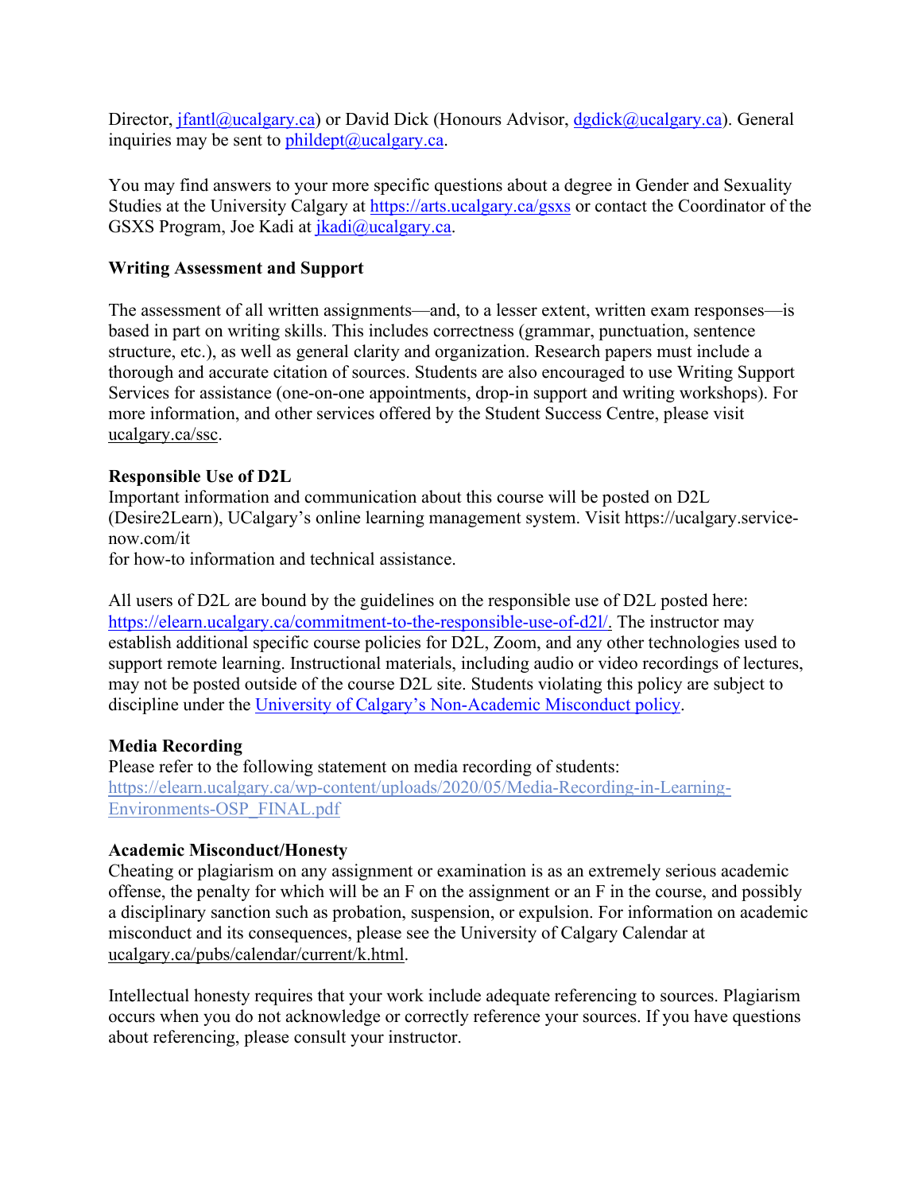Director, [jfantl@ucalgary.ca](mailto:jfantl@ucalgary.ca)) or David Dick (Honours Advisor, [dgdick@ucalgary.ca](mailto:dgdick@ucalgary.ca)). General inquiries may be sent to [phildept@ucalgary.ca](mailto:phildept@ucalgary.ca).

You may find answers to your more specific questions about a degree in Gender and Sexuality Studies at the University Calgary at [https://arts.ucalgary.ca/gsxs](https://arts.ucalgary.ca/gsxs) or contact the Coordinator of the GSXS Program, Joe Kadi at [jkadi@ucalgary.ca](mailto:jkadi@ucalgary.ca).

**Writing Assessment and Support**

The assessment of all written assignments—and, to a lesser extent, written exam responses—is based in part on writing skills. This includes correctness (grammar, punctuation, sentence structure, etc.), as well as general clarity and organization. Research papers must include a thorough and accurate citation of sources. Students are also encouraged to use Writing Support Services for assistance (one-on-one appointments, drop-in support and writing workshops). For more information, and other services offered by the Student Success Centre, please visit ucalgary.ca/ssc.

**Responsible Use of D2L**

Important information and communication about this course will be posted on D2L (Desire2Learn), UCalgary's online learning management system. Visit https://ucalgary.service-now.com/it
for how-to information and technical assistance.

All users of D2L are bound by the guidelines on the responsible use of D2L posted here: [https://elearn.ucalgary.ca/commitment-to-the-responsible-use-of-d2l/](https://elearn.ucalgary.ca/commitment-to-the-responsible-use-of-d2l/). The instructor may establish additional specific course policies for D2L, Zoom, and any other technologies used to support remote learning. Instructional materials, including audio or video recordings of lectures, may not be posted outside of the course D2L site. Students violating this policy are subject to discipline under the University of Calgary's Non-Academic Misconduct policy.

**Media Recording**

Please refer to the following statement on media recording of students:
[https://elearn.ucalgary.ca/wp-content/uploads/2020/05/Media-Recording-in-Learning-Environments-OSP_FINAL.pdf](https://elearn.ucalgary.ca/wp-content/uploads/2020/05/Media-Recording-in-Learning-Environments-OSP_FINAL.pdf)

**Academic Misconduct/Honesty**

Cheating or plagiarism on any assignment or examination is as an extremely serious academic offense, the penalty for which will be an F on the assignment or an F in the course, and possibly a disciplinary sanction such as probation, suspension, or expulsion. For information on academic misconduct and its consequences, please see the University of Calgary Calendar at ucalgary.ca/pubs/calendar/current/k.html.

Intellectual honesty requires that your work include adequate referencing to sources. Plagiarism occurs when you do not acknowledge or correctly reference your sources. If you have questions about referencing, please consult your instructor.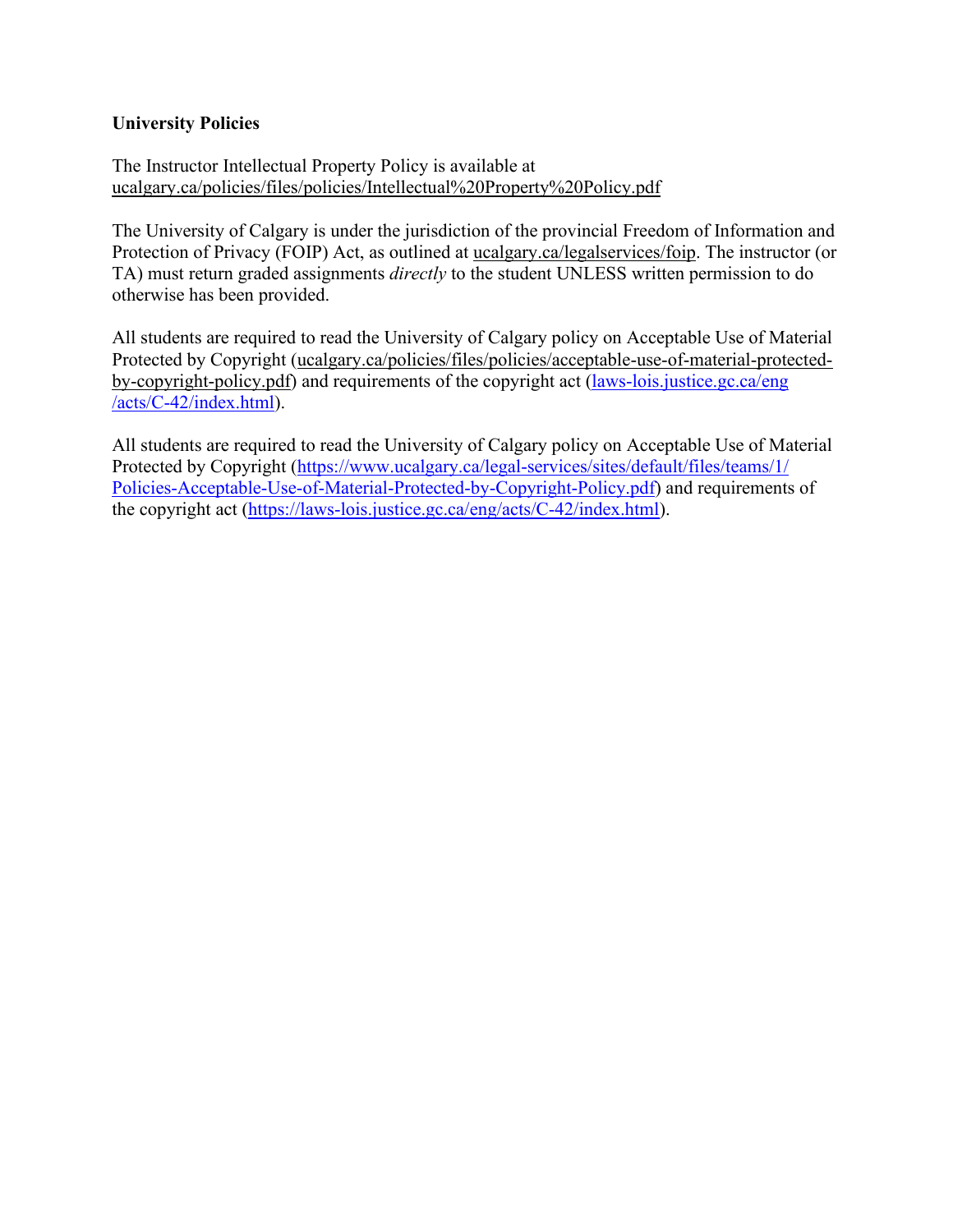**University Policies**

The Instructor Intellectual Property Policy is available at ucalgary.ca/policies/files/policies/Intellectual%20Property%20Policy.pdf

The University of Calgary is under the jurisdiction of the provincial Freedom of Information and Protection of Privacy (FOIP) Act, as outlined at ucalgary.ca/legalservices/foip. The instructor (or TA) must return graded assignments *directly* to the student UNLESS written permission to do otherwise has been provided.

All students are required to read the University of Calgary policy on Acceptable Use of Material Protected by Copyright (ucalgary.ca/policies/files/policies/acceptable-use-of-material-protected-by-copyright-policy.pdf) and requirements of the copyright act (laws-lois.justice.gc.ca/eng/acts/C-42/index.html).

All students are required to read the University of Calgary policy on Acceptable Use of Material Protected by Copyright (https://www.ucalgary.ca/legal-services/sites/default/files/teams/1/Policies-Acceptable-Use-of-Material-Protected-by-Copyright-Policy.pdf) and requirements of the copyright act (https://laws-lois.justice.gc.ca/eng/acts/C-42/index.html).